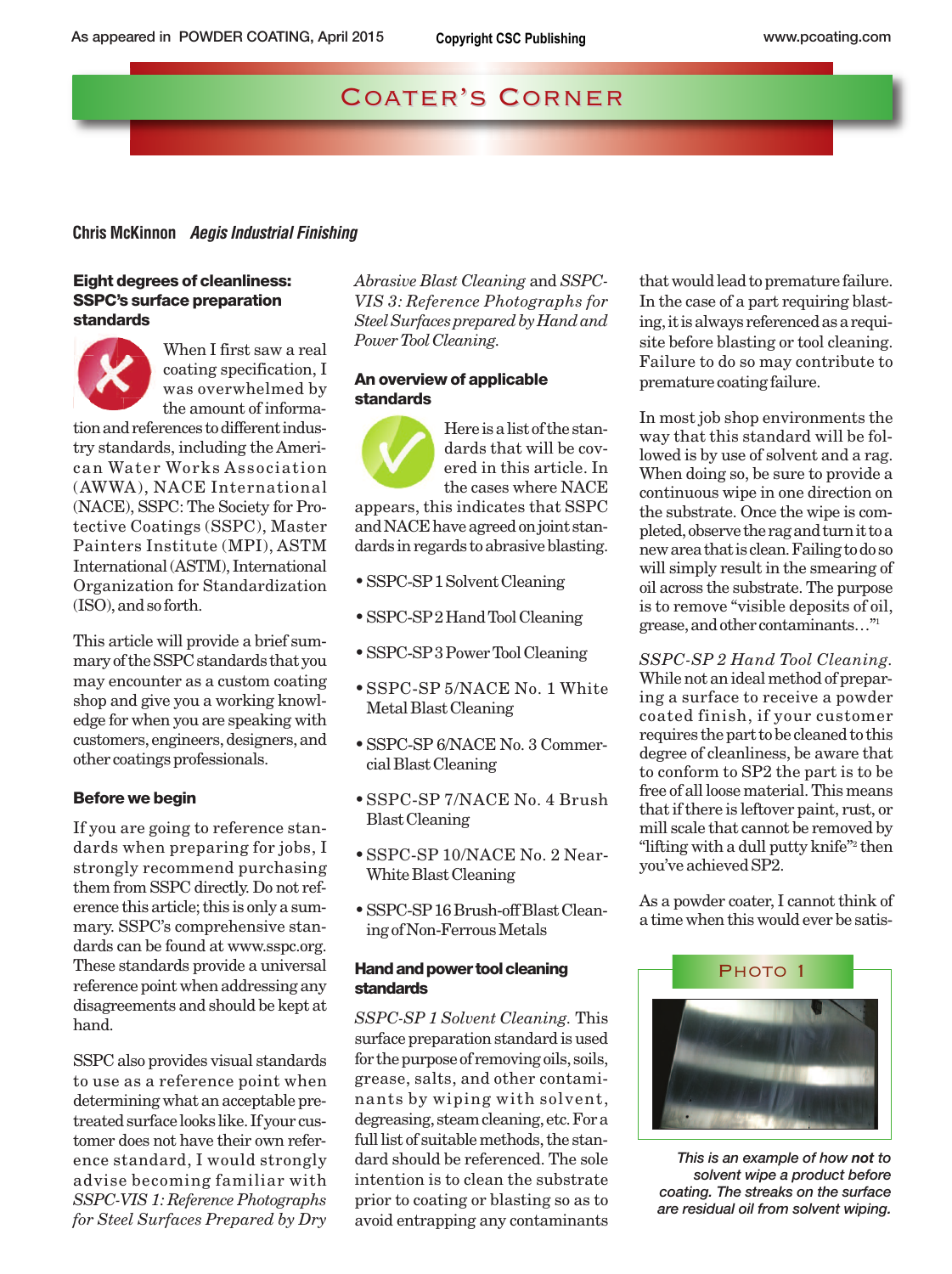# Coater's Corner

**Chris McKinnon** *Aegis Industrial Finishing*

## Eight degrees of cleanliness: SSPC's surface preparation standards

When I first saw a real coating specification, I was overwhelmed by the amount of information and references to different industry standards, including the American Water Works Association (AWWA), NACE International (NACE), SSPC: The Society for Protective Coatings (SSPC), Master Painters Institute (MPI), ASTM International (ASTM), International Organization for Standardization (ISO), and so forth.

This article will provide a brief summary of the SSPC standards that you may encounter as a custom coating shop and give you a working knowledge for when you are speaking with customers, engineers, designers, and other coatings professionals.

### Before we begin

If you are going to reference standards when preparing for jobs, I strongly recommend purchasing them from SSPC directly. Do not reference this article; this is only a summary. SSPC's comprehensive standards can be found at www.sspc.org. These standards provide a universal reference point when addressing any disagreements and should be kept at hand.

SSPC also provides visual standards to use as a reference point when determining what an acceptable pretreated surface looks like. If your customer does not have their own reference standard, I would strongly advise becoming familiar with *SSPC-VIS 1: Reference Photographs for Steel Surfaces Prepared by Dry Abrasive Blast Cleaning* and *SSPC-VIS 3: Reference Photographs for Steel Surfaces prepared by Hand and Power Tool Cleaning.*

### An overview of applicable standards

Here is a list of the standards that will be covered in this article. In the cases where NACE appears, this indicates that SSPC and NACE have agreed on joint standards in regards to abrasive blasting.

- SSPC-SP 1 Solvent Cleaning
- SSPC-SP 2 Hand Tool Cleaning
- SSPC-SP 3 Power Tool Cleaning
- SSPC-SP 5/NACE No. 1 White Metal Blast Cleaning
- SSPC-SP 6/NACE No. 3 Commercial Blast Cleaning
- SSPC-SP 7/NACE No. 4 Brush Blast Cleaning
- SSPC-SP 10/NACE No. 2 Near-White Blast Cleaning
- SSPC-SP 16 Brush-off Blast Cleaning of Non-Ferrous Metals

### Hand and power tool cleaning standards

*SSPC-SP 1 Solvent Cleaning.* This surface preparation standard is used for the purpose of removing oils, soils, grease, salts, and other contaminants by wiping with solvent, degreasing, steam cleaning, etc. For a full list of suitable methods, the standard should be referenced. The sole intention is to clean the substrate prior to coating or blasting so as to avoid entrapping any contaminants that would lead to premature failure. In the case of a part requiring blasting, it is always referenced as a requisite before blasting or tool cleaning. Failure to do so may contribute to premature coating failure.

In most job shop environments the way that this standard will be followed is by use of solvent and a rag. When doing so, be sure to provide a continuous wipe in one direction on the substrate. Once the wipe is completed, observe the rag and turn it to a new area that is clean. Failing to do so will simply result in the smearing of oil across the substrate. The purpose is to remove "visible deposits of oil, grease, and other contaminants…"[1]

*SSPC-SP 2 Hand Tool Cleaning.* While not an ideal method of preparing a surface to receive a powder coated finish, if your customer requires the part to be cleaned to this degree of cleanliness, be aware that to conform to SP2 the part is to be free of all loose material. This means that if there is leftover paint, rust, or mill scale that cannot be removed by "lifting with a dull putty knife"[2] then you've achieved SP2.

As a powder coater, I cannot think of a time when this would ever be satis-

**Photo 1**

*This is an example of how **not** to solvent wipe a product before coating. The streaks on the surface are residual oil from solvent wiping.*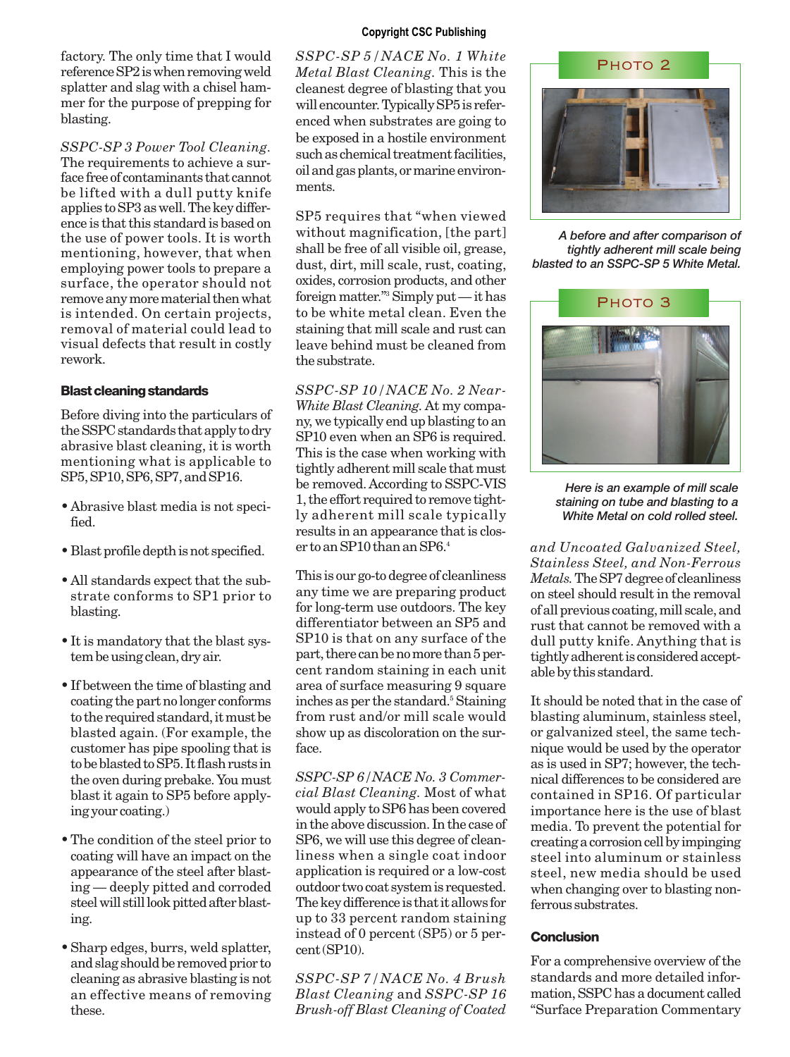factory. The only time that I would reference SP2 is when removing weld splatter and slag with a chisel hammer for the purpose of prepping for blasting.

*SSPC-SP 3 Power Tool Cleaning.* The requirements to achieve a surface free of contaminants that cannot be lifted with a dull putty knife applies to SP3 as well. The key difference is that this standard is based on the use of power tools. It is worth mentioning, however, that when employing power tools to prepare a surface, the operator should not remove any more material then what is intended. On certain projects, removal of material could lead to visual defects that result in costly rework.

### Blast cleaning standards

Before diving into the particulars of the SSPC standards that apply to dry abrasive blast cleaning, it is worth mentioning what is applicable to SP5, SP10, SP6, SP7, and SP16.

- Abrasive blast media is not specified.
- Blast profile depth is not specified.
- All standards expect that the substrate conforms to SP1 prior to blasting.
- It is mandatory that the blast system be using clean, dry air.
- If between the time of blasting and coating the part no longer conforms to the required standard, it must be blasted again. (For example, the customer has pipe spooling that is to be blasted to SP5. It flash rusts in the oven during prebake. You must blast it again to SP5 before applying your coating.)
- The condition of the steel prior to coating will have an impact on the appearance of the steel after blasting — deeply pitted and corroded steel will still look pitted after blasting.
- Sharp edges, burrs, weld splatter, and slag should be removed prior to cleaning as abrasive blasting is not an effective means of removing these.

*SSPC-SP 5 / NACE No. 1 White Metal Blast Cleaning.* This is the cleanest degree of blasting that you will encounter. Typically SP5 is referenced when substrates are going to be exposed in a hostile environment such as chemical treatment facilities, oil and gas plants, or marine environments.

SP5 requires that "when viewed without magnification, [the part] shall be free of all visible oil, grease, dust, dirt, mill scale, rust, coating, oxides, corrosion products, and other foreign matter."[3] Simply put — it has to be white metal clean. Even the staining that mill scale and rust can leave behind must be cleaned from the substrate.

*SSPC-SP 10 / NACE No. 2 Near-White Blast Cleaning.* At my company, we typically end up blasting to an SP10 even when an SP6 is required. This is the case when working with tightly adherent mill scale that must be removed. According to SSPC-VIS 1, the effort required to remove tightly adherent mill scale typically results in an appearance that is closer to an SP10 than an SP6.[4]

This is our go-to degree of cleanliness any time we are preparing product for long-term use outdoors. The key differentiator between an SP5 and SP10 is that on any surface of the part, there can be no more than 5 percent random staining in each unit area of surface measuring 9 square inches as per the standard.[5] Staining from rust and/or mill scale would show up as discoloration on the surface.

*SSPC-SP 6 / NACE No. 3 Commercial Blast Cleaning.* Most of what would apply to SP6 has been covered in the above discussion. In the case of SP6, we will use this degree of cleanliness when a single coat indoor application is required or a low-cost outdoor two coat system is requested. The key difference is that it allows for up to 33 percent random staining instead of 0 percent (SP5) or 5 percent (SP10).

*SSPC-SP 7 / NACE No. 4 Brush Blast Cleaning* and *SSPC-SP 16 Brush-off Blast Cleaning of Coated and Uncoated Galvanized Steel, Stainless Steel, and Non-Ferrous Metals.* The SP7 degree of cleanliness on steel should result in the removal of all previous coating, mill scale, and rust that cannot be removed with a dull putty knife. Anything that is tightly adherent is considered acceptable by this standard.

It should be noted that in the case of blasting aluminum, stainless steel, or galvanized steel, the same technique would be used by the operator as is used in SP7; however, the technical differences to be considered are contained in SP16. Of particular importance here is the use of blast media. To prevent the potential for creating a corrosion cell by impinging steel into aluminum or stainless steel, new media should be used when changing over to blasting non-ferrous substrates.

PHOTO 2

*A before and after comparison of tightly adherent mill scale being blasted to an SSPC-SP 5 White Metal.*

PHOTO 3

*Here is an example of mill scale staining on tube and blasting to a White Metal on cold rolled steel.*

### Conclusion

For a comprehensive overview of the standards and more detailed information, SSPC has a document called "Surface Preparation Commentary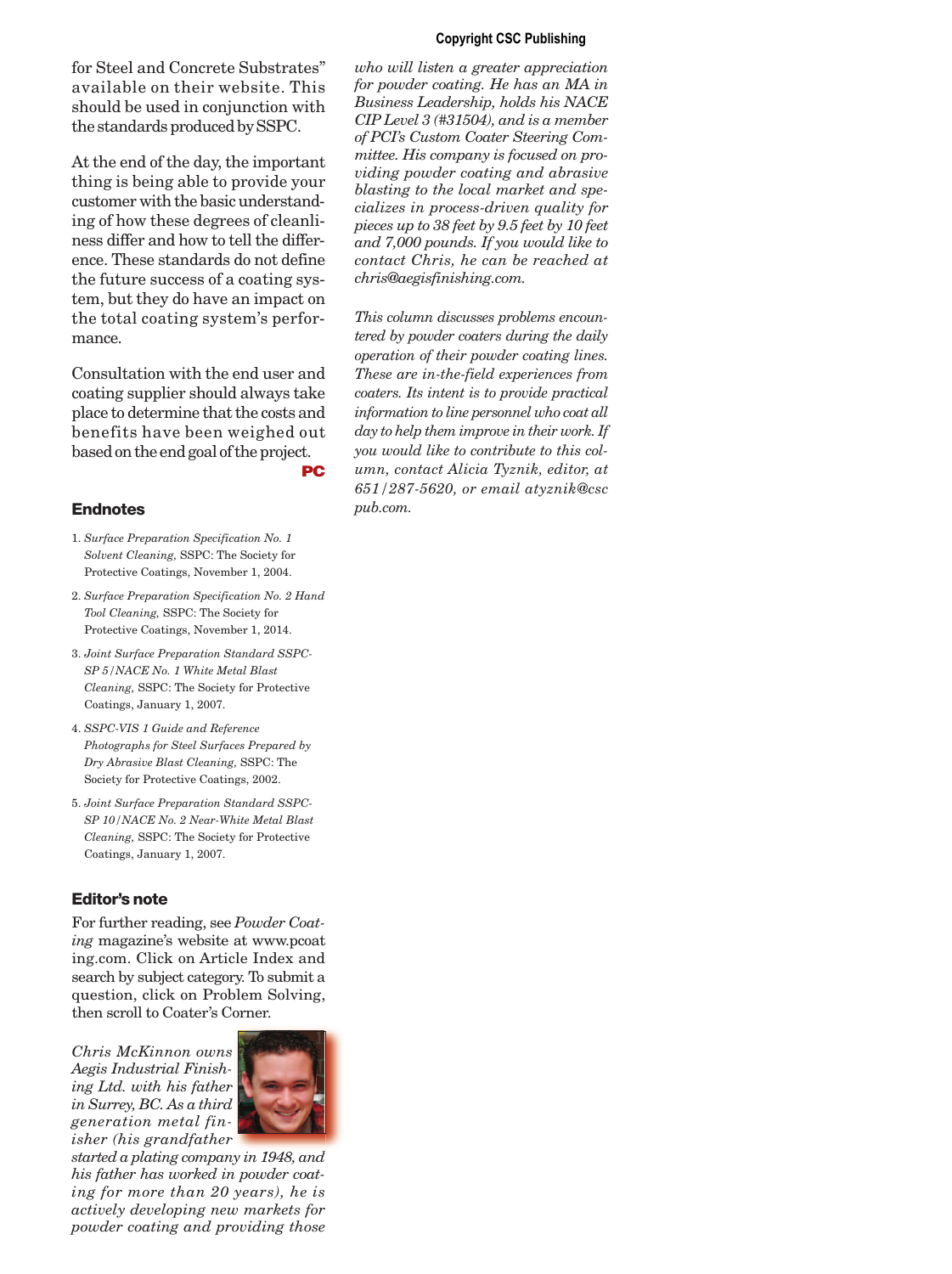for Steel and Concrete Substrates" available on their website. This should be used in conjunction with the standards produced by SSPC.

At the end of the day, the important thing is being able to provide your customer with the basic understanding of how these degrees of cleanliness differ and how to tell the difference. These standards do not define the future success of a coating system, but they do have an impact on the total coating system's performance.

Consultation with the end user and coating supplier should always take place to determine that the costs and benefits have been weighed out based on the end goal of the project. **PC**

## Endnotes

1. *Surface Preparation Specification No. 1 Solvent Cleaning,* SSPC: The Society for Protective Coatings, November 1, 2004.
2. *Surface Preparation Specification No. 2 Hand Tool Cleaning,* SSPC: The Society for Protective Coatings, November 1, 2014.
3. *Joint Surface Preparation Standard SSPC-SP 5/NACE No. 1 White Metal Blast Cleaning,* SSPC: The Society for Protective Coatings, January 1, 2007.
4. *SSPC-VIS 1 Guide and Reference Photographs for Steel Surfaces Prepared by Dry Abrasive Blast Cleaning,* SSPC: The Society for Protective Coatings, 2002.
5. *Joint Surface Preparation Standard SSPC-SP 10/NACE No. 2 Near-White Metal Blast Cleaning,* SSPC: The Society for Protective Coatings, January 1, 2007.

## Editor's note

For further reading, see *Powder Coating* magazine's website at www.pcoating.com. Click on Article Index and search by subject category. To submit a question, click on Problem Solving, then scroll to Coater's Corner.

*Chris McKinnon owns Aegis Industrial Finishing Ltd. with his father in Surrey, BC. As a third generation metal finisher (his grandfather started a plating company in 1948, and his father has worked in powder coating for more than 20 years), he is actively developing new markets for powder coating and providing those who will listen a greater appreciation for powder coating. He has an MA in Business Leadership, holds his NACE CIP Level 3 (#31504), and is a member of PCI's Custom Coater Steering Committee. His company is focused on providing powder coating and abrasive blasting to the local market and specializes in process-driven quality for pieces up to 38 feet by 9.5 feet by 10 feet and 7,000 pounds. If you would like to contact Chris, he can be reached at chris@aegisfinishing.com.*

*This column discusses problems encountered by powder coaters during the daily operation of their powder coating lines. These are in-the-field experiences from coaters. Its intent is to provide practical information to line personnel who coat all day to help them improve in their work. If you would like to contribute to this column, contact Alicia Tyznik, editor, at 651/287-5620, or email atyznik@cscpub.com.*